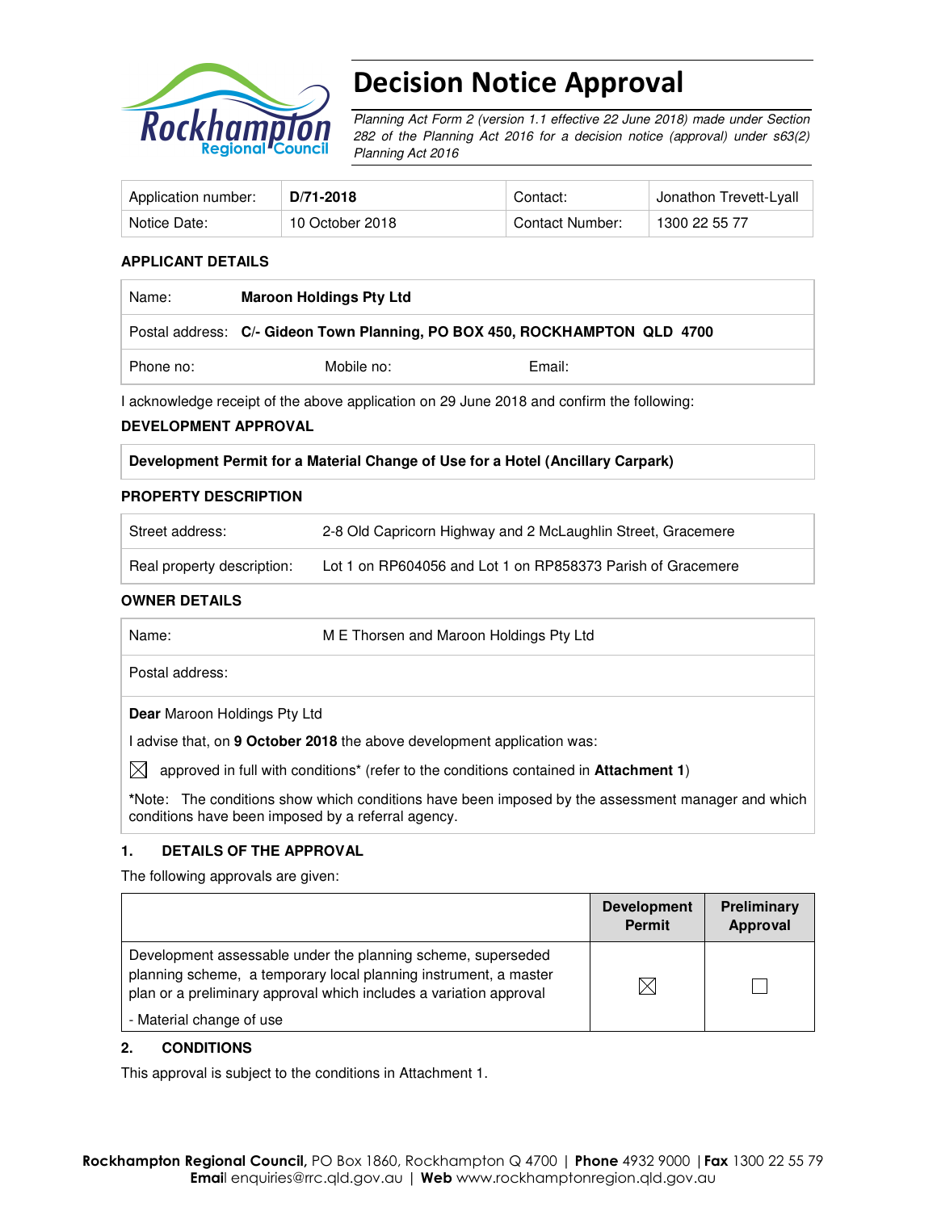# Decision Notice Approval

*Planning Act Form 2 (version 1.1 effective 22 June 2018) made under Section 282 of the Planning Act 2016 for a decision notice (approval) under s63(2) Planning Act 2016*

| Application number: | **D/71-2018** | Contact: | Jonathon Trevett-Lyall |
|---|---|---|---|
| Notice Date: | 10 October 2018 | Contact Number: | 1300 22 55 77 |

**APPLICANT DETAILS**

| Name: | **Maroon Holdings Pty Ltd** | |
|---|---|---|
| Postal address: | **C/- Gideon Town Planning, PO BOX 450, ROCKHAMPTON QLD 4700** | |
| Phone no: | Mobile no: | Email: |

I acknowledge receipt of the above application on 29 June 2018 and confirm the following:

**DEVELOPMENT APPROVAL**

| **Development Permit for a Material Change of Use for a Hotel (Ancillary Carpark)** |
|---|

**PROPERTY DESCRIPTION**

| Street address: | 2-8 Old Capricorn Highway and 2 McLaughlin Street, Gracemere |
|---|---|
| Real property description: | Lot 1 on RP604056 and Lot 1 on RP858373 Parish of Gracemere |

**OWNER DETAILS**

| Name: | M E Thorsen and Maroon Holdings Pty Ltd |
|---|---|
| Postal address: | |

**Dear** Maroon Holdings Pty Ltd

I advise that, on **9 October 2018** the above development application was:

☒ approved in full with conditions* (refer to the conditions contained in **Attachment 1**)

***Note:** The conditions show which conditions have been imposed by the assessment manager and which conditions have been imposed by a referral agency.

## 1. DETAILS OF THE APPROVAL

The following approvals are given:

| | Development Permit | Preliminary Approval |
|---|---|---|
| Development assessable under the planning scheme, superseded planning scheme, a temporary local planning instrument, a master plan or a preliminary approval which includes a variation approval<br>- Material change of use | ☒ | ☐ |

## 2. CONDITIONS

This approval is subject to the conditions in Attachment 1.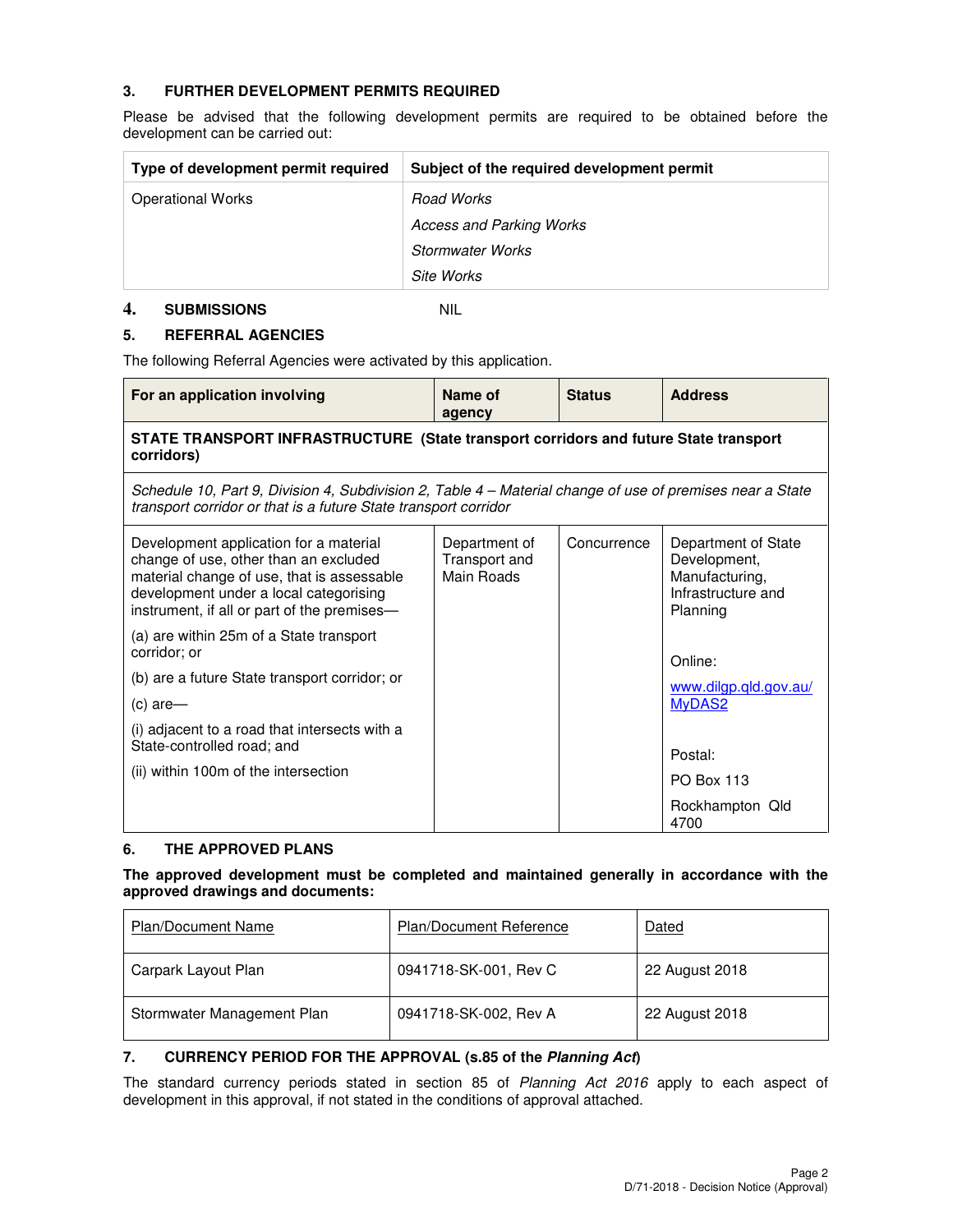### 3. FURTHER DEVELOPMENT PERMITS REQUIRED

Please be advised that the following development permits are required to be obtained before the development can be carried out:

| Type of development permit required | Subject of the required development permit |
|---|---|
| Operational Works | *Road Works*<br>*Access and Parking Works*<br>*Stormwater Works*<br>*Site Works* |

### 4. SUBMISSIONS NIL

### 5. REFERRAL AGENCIES

The following Referral Agencies were activated by this application.

| For an application involving | Name of agency | Status | Address |
|---|---|---|---|
| **STATE TRANSPORT INFRASTRUCTURE (State transport corridors and future State transport corridors)** | | | |
| *Schedule 10, Part 9, Division 4, Subdivision 2, Table 4 – Material change of use of premises near a State transport corridor or that is a future State transport corridor* | | | |
| Development application for a material change of use, other than an excluded material change of use, that is assessable development under a local categorising instrument, if all or part of the premises—<br>(a) are within 25m of a State transport corridor; or<br>(b) are a future State transport corridor; or<br>(c) are—<br>(i) adjacent to a road that intersects with a State-controlled road; and<br>(ii) within 100m of the intersection | Department of Transport and Main Roads | Concurrence | Department of State Development, Manufacturing, Infrastructure and Planning<br><br>Online:<br>www.dilgp.qld.gov.au/MyDAS2<br><br>Postal:<br>PO Box 113<br>Rockhampton Qld 4700 |

### 6. THE APPROVED PLANS

**The approved development must be completed and maintained generally in accordance with the approved drawings and documents:**

| Plan/Document Name | Plan/Document Reference | Dated |
|---|---|---|
| Carpark Layout Plan | 0941718-SK-001, Rev C | 22 August 2018 |
| Stormwater Management Plan | 0941718-SK-002, Rev A | 22 August 2018 |

### 7. CURRENCY PERIOD FOR THE APPROVAL (s.85 of the *Planning Act*)

The standard currency periods stated in section 85 of *Planning Act 2016* apply to each aspect of development in this approval, if not stated in the conditions of approval attached.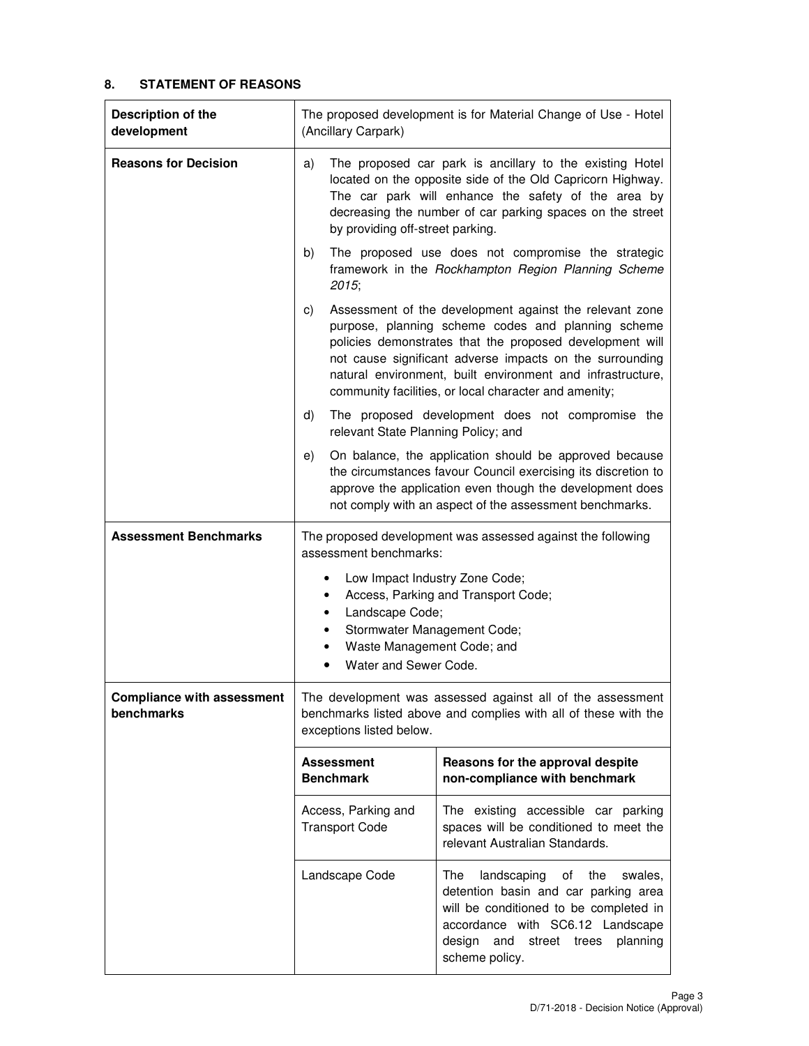## 8. STATEMENT OF REASONS

| **Description of the development** | The proposed development is for Material Change of Use - Hotel (Ancillary Carpark) | |
|---|---|---|
| **Reasons for Decision** | a) The proposed car park is ancillary to the existing Hotel located on the opposite side of the Old Capricorn Highway. The car park will enhance the safety of the area by decreasing the number of car parking spaces on the street by providing off-street parking.<br><br>b) The proposed use does not compromise the strategic framework in the *Rockhampton Region Planning Scheme 2015*;<br><br>c) Assessment of the development against the relevant zone purpose, planning scheme codes and planning scheme policies demonstrates that the proposed development will not cause significant adverse impacts on the surrounding natural environment, built environment and infrastructure, community facilities, or local character and amenity;<br><br>d) The proposed development does not compromise the relevant State Planning Policy; and<br><br>e) On balance, the application should be approved because the circumstances favour Council exercising its discretion to approve the application even though the development does not comply with an aspect of the assessment benchmarks. | |
| **Assessment Benchmarks** | The proposed development was assessed against the following assessment benchmarks:<br><br>• Low Impact Industry Zone Code;<br>• Access, Parking and Transport Code;<br>• Landscape Code;<br>• Stormwater Management Code;<br>• Waste Management Code; and<br>• Water and Sewer Code. | |
| **Compliance with assessment benchmarks** | The development was assessed against all of the assessment benchmarks listed above and complies with all of these with the exceptions listed below. | |
| | **Assessment Benchmark** | **Reasons for the approval despite non-compliance with benchmark** |
| | Access, Parking and Transport Code | The existing accessible car parking spaces will be conditioned to meet the relevant Australian Standards. |
| | Landscape Code | The landscaping of the swales, detention basin and car parking area will be conditioned to be completed in accordance with SC6.12 Landscape design and street trees planning scheme policy. |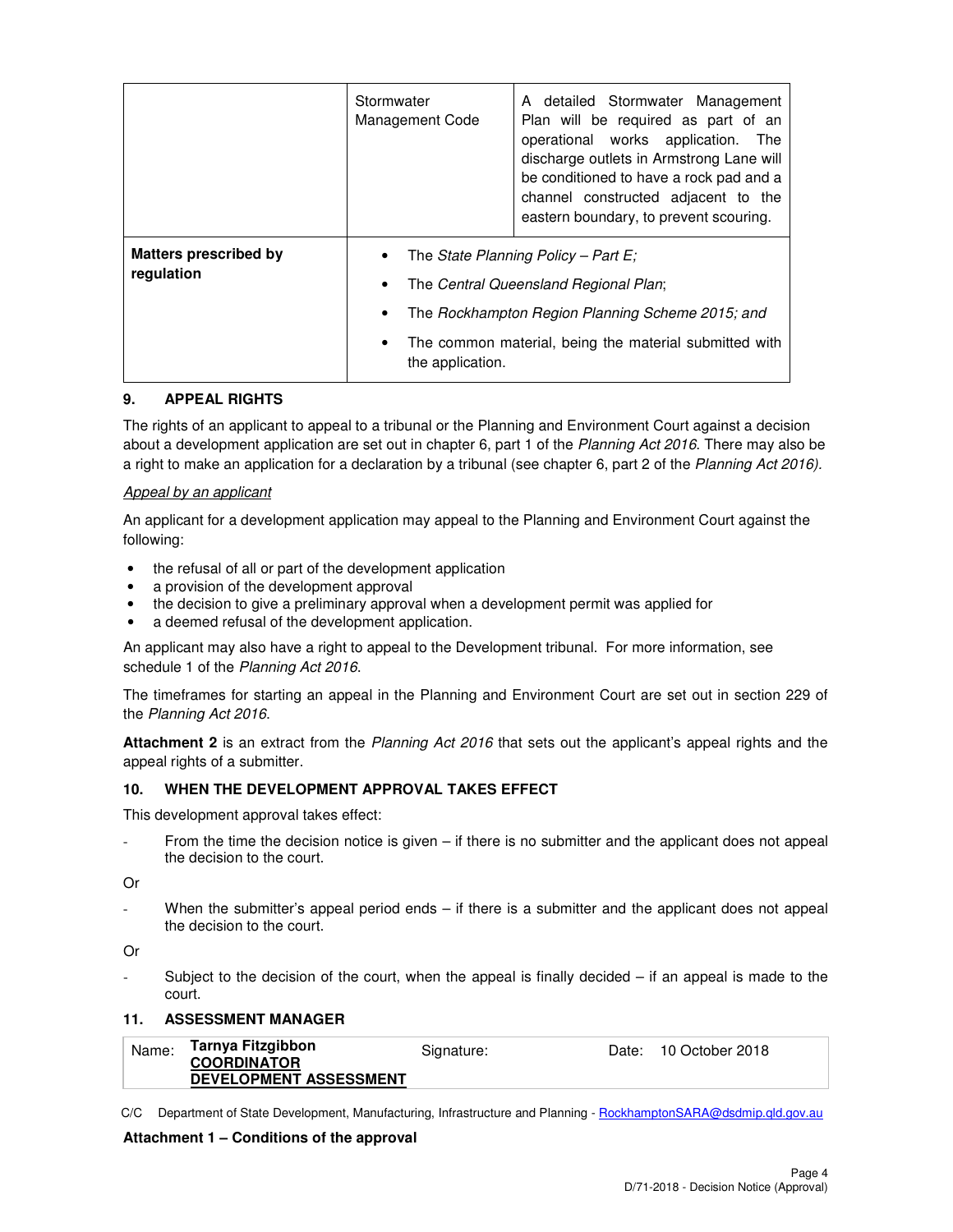| | | |
|---|---|---|
| | Stormwater Management Code | A detailed Stormwater Management Plan will be required as part of an operational works application. The discharge outlets in Armstrong Lane will be conditioned to have a rock pad and a channel constructed adjacent to the eastern boundary, to prevent scouring. |
| **Matters prescribed by regulation** | • The *State Planning Policy – Part E;*<br>• The *Central Queensland Regional Plan*;<br>• The *Rockhampton Region Planning Scheme 2015; and*<br>• The common material, being the material submitted with the application. | |

## 9. APPEAL RIGHTS

The rights of an applicant to appeal to a tribunal or the Planning and Environment Court against a decision about a development application are set out in chapter 6, part 1 of the *Planning Act 2016*. There may also be a right to make an application for a declaration by a tribunal (see chapter 6, part 2 of the *Planning Act 2016).*

*Appeal by an applicant*

An applicant for a development application may appeal to the Planning and Environment Court against the following:

- the refusal of all or part of the development application
- a provision of the development approval
- the decision to give a preliminary approval when a development permit was applied for
- a deemed refusal of the development application.

An applicant may also have a right to appeal to the Development tribunal. For more information, see schedule 1 of the *Planning Act 2016*.

The timeframes for starting an appeal in the Planning and Environment Court are set out in section 229 of the *Planning Act 2016*.

**Attachment 2** is an extract from the *Planning Act 2016* that sets out the applicant's appeal rights and the appeal rights of a submitter.

## 10. WHEN THE DEVELOPMENT APPROVAL TAKES EFFECT

This development approval takes effect:

- From the time the decision notice is given – if there is no submitter and the applicant does not appeal the decision to the court.

Or

- When the submitter's appeal period ends – if there is a submitter and the applicant does not appeal the decision to the court.

Or

- Subject to the decision of the court, when the appeal is finally decided – if an appeal is made to the court.

## 11. ASSESSMENT MANAGER

| Name: | Tarnya Fitzgibbon<br>COORDINATOR<br>DEVELOPMENT ASSESSMENT | Signature: | Date: | 10 October 2018 |
|---|---|---|---|---|

C/C Department of State Development, Manufacturing, Infrastructure and Planning - RockhamptonSARA@dsdmip.qld.gov.au

**Attachment 1 – Conditions of the approval**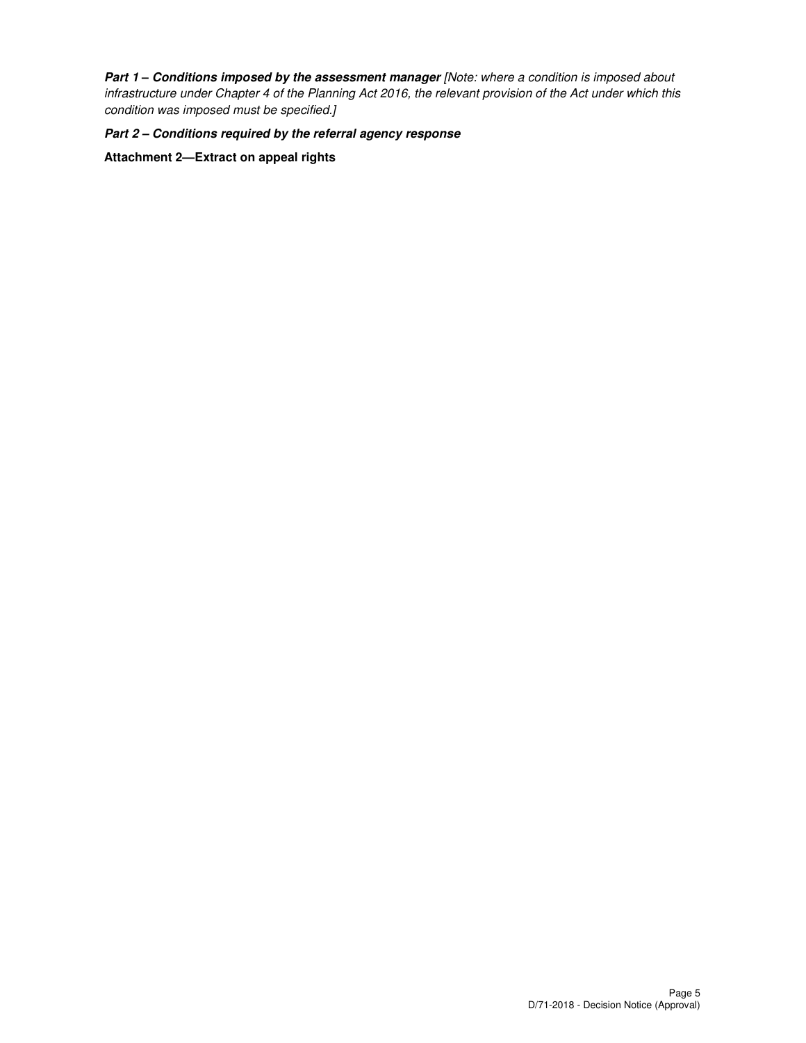***Part 1 – Conditions imposed by the assessment manager*** *[Note: where a condition is imposed about infrastructure under Chapter 4 of the Planning Act 2016, the relevant provision of the Act under which this condition was imposed must be specified.]*

***Part 2 – Conditions required by the referral agency response***

**Attachment 2—Extract on appeal rights**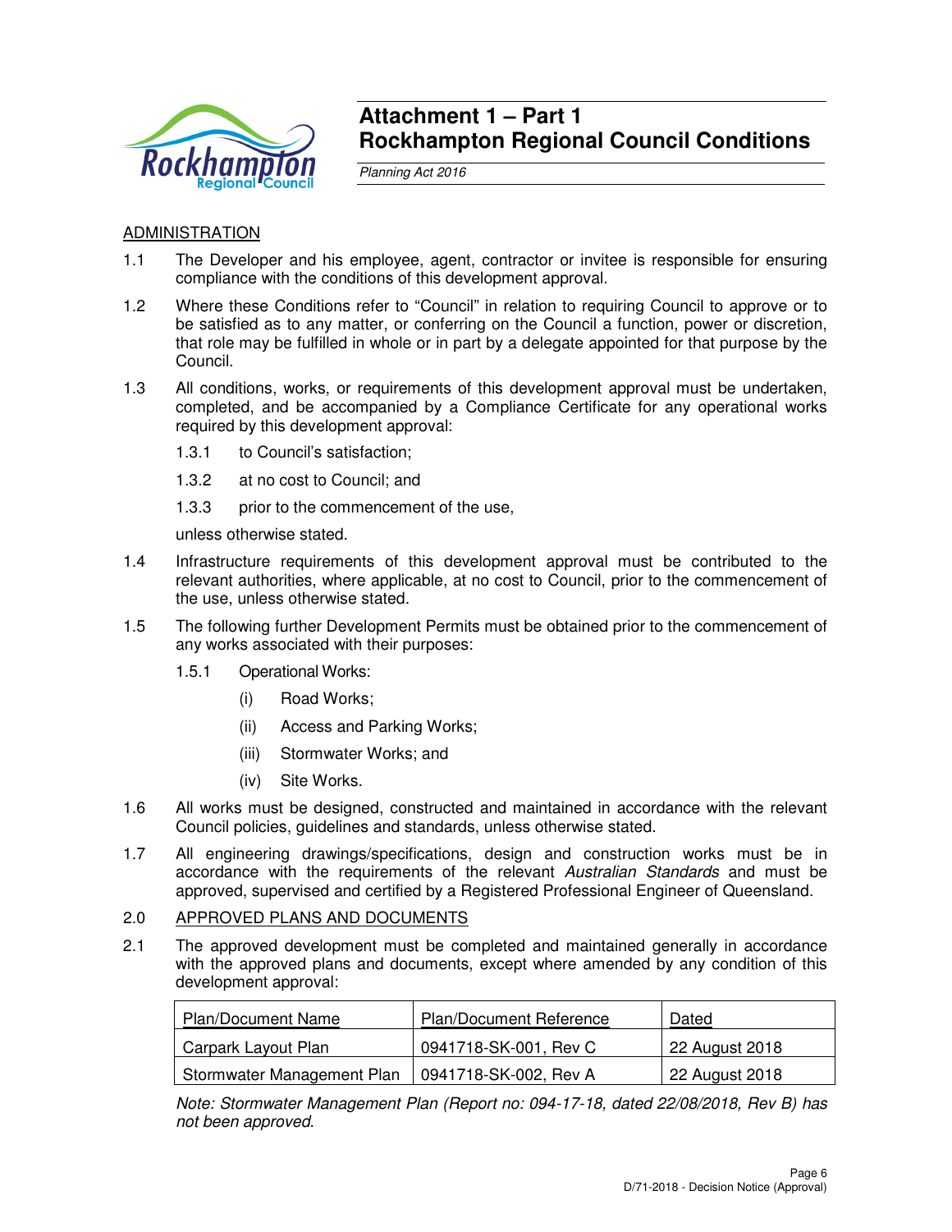# Attachment 1 – Part 1
# Rockhampton Regional Council Conditions

*Planning Act 2016*

## ADMINISTRATION

1.1 The Developer and his employee, agent, contractor or invitee is responsible for ensuring compliance with the conditions of this development approval.

1.2 Where these Conditions refer to "Council" in relation to requiring Council to approve or to be satisfied as to any matter, or conferring on the Council a function, power or discretion, that role may be fulfilled in whole or in part by a delegate appointed for that purpose by the Council.

1.3 All conditions, works, or requirements of this development approval must be undertaken, completed, and be accompanied by a Compliance Certificate for any operational works required by this development approval:

1.3.1 to Council's satisfaction;

1.3.2 at no cost to Council; and

1.3.3 prior to the commencement of the use,

unless otherwise stated.

1.4 Infrastructure requirements of this development approval must be contributed to the relevant authorities, where applicable, at no cost to Council, prior to the commencement of the use, unless otherwise stated.

1.5 The following further Development Permits must be obtained prior to the commencement of any works associated with their purposes:

1.5.1 Operational Works:

(i) Road Works;

(ii) Access and Parking Works;

(iii) Stormwater Works; and

(iv) Site Works.

1.6 All works must be designed, constructed and maintained in accordance with the relevant Council policies, guidelines and standards, unless otherwise stated.

1.7 All engineering drawings/specifications, design and construction works must be in accordance with the requirements of the relevant *Australian Standards* and must be approved, supervised and certified by a Registered Professional Engineer of Queensland.

## 2.0 APPROVED PLANS AND DOCUMENTS

2.1 The approved development must be completed and maintained generally in accordance with the approved plans and documents, except where amended by any condition of this development approval:

| Plan/Document Name | Plan/Document Reference | Dated |
|---|---|---|
| Carpark Layout Plan | 0941718-SK-001, Rev C | 22 August 2018 |
| Stormwater Management Plan | 0941718-SK-002, Rev A | 22 August 2018 |

*Note: Stormwater Management Plan (Report no: 094-17-18, dated 22/08/2018, Rev B) has not been approved.*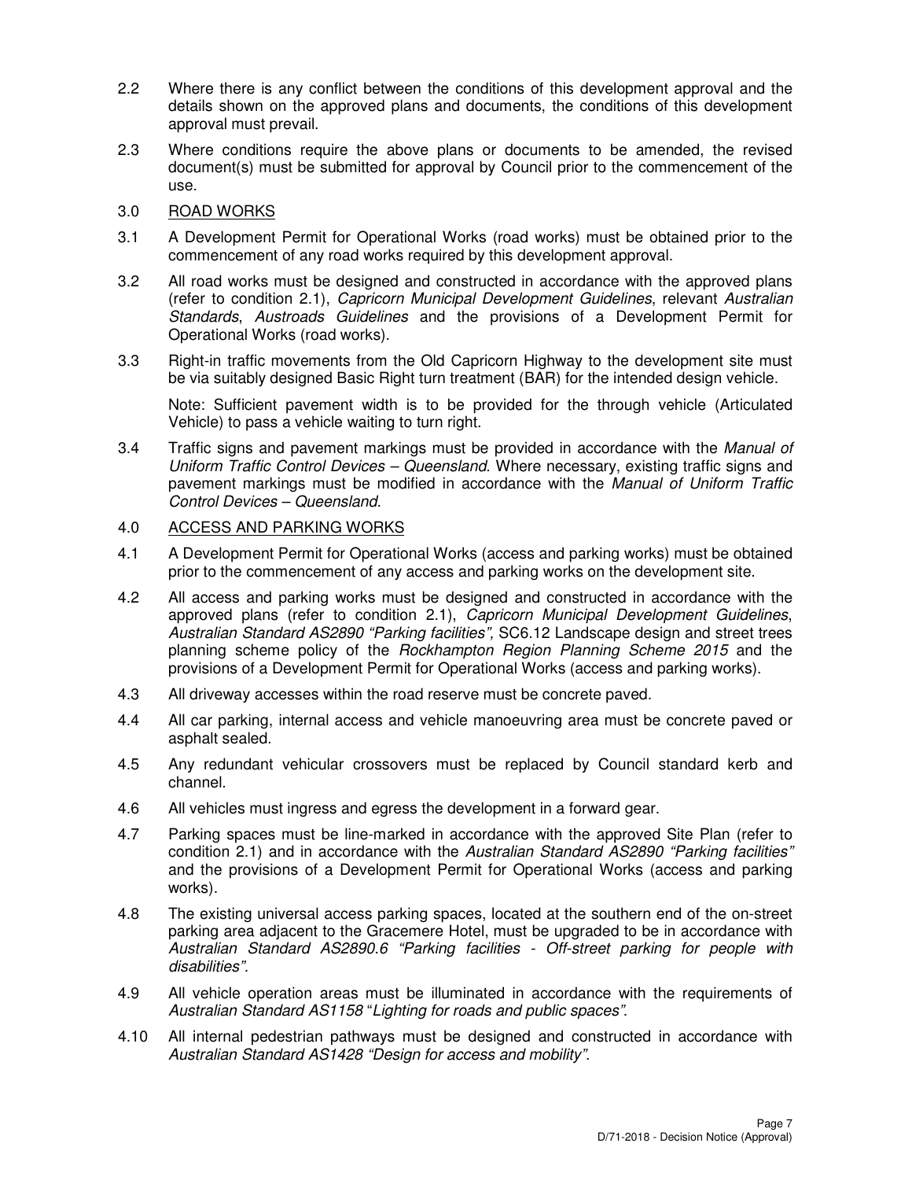2.2 Where there is any conflict between the conditions of this development approval and the details shown on the approved plans and documents, the conditions of this development approval must prevail.

2.3 Where conditions require the above plans or documents to be amended, the revised document(s) must be submitted for approval by Council prior to the commencement of the use.

3.0 ROAD WORKS

3.1 A Development Permit for Operational Works (road works) must be obtained prior to the commencement of any road works required by this development approval.

3.2 All road works must be designed and constructed in accordance with the approved plans (refer to condition 2.1), *Capricorn Municipal Development Guidelines*, relevant *Australian Standards*, *Austroads Guidelines* and the provisions of a Development Permit for Operational Works (road works).

3.3 Right-in traffic movements from the Old Capricorn Highway to the development site must be via suitably designed Basic Right turn treatment (BAR) for the intended design vehicle.

Note: Sufficient pavement width is to be provided for the through vehicle (Articulated Vehicle) to pass a vehicle waiting to turn right.

3.4 Traffic signs and pavement markings must be provided in accordance with the *Manual of Uniform Traffic Control Devices – Queensland*. Where necessary, existing traffic signs and pavement markings must be modified in accordance with the *Manual of Uniform Traffic Control Devices – Queensland*.

4.0 ACCESS AND PARKING WORKS

4.1 A Development Permit for Operational Works (access and parking works) must be obtained prior to the commencement of any access and parking works on the development site.

4.2 All access and parking works must be designed and constructed in accordance with the approved plans (refer to condition 2.1), *Capricorn Municipal Development Guidelines*, *Australian Standard AS2890 "Parking facilities"*, SC6.12 Landscape design and street trees planning scheme policy of the *Rockhampton Region Planning Scheme 2015* and the provisions of a Development Permit for Operational Works (access and parking works).

4.3 All driveway accesses within the road reserve must be concrete paved.

4.4 All car parking, internal access and vehicle manoeuvring area must be concrete paved or asphalt sealed.

4.5 Any redundant vehicular crossovers must be replaced by Council standard kerb and channel.

4.6 All vehicles must ingress and egress the development in a forward gear.

4.7 Parking spaces must be line-marked in accordance with the approved Site Plan (refer to condition 2.1) and in accordance with the *Australian Standard AS2890 "Parking facilities"* and the provisions of a Development Permit for Operational Works (access and parking works).

4.8 The existing universal access parking spaces, located at the southern end of the on-street parking area adjacent to the Gracemere Hotel, must be upgraded to be in accordance with *Australian Standard AS2890.6 "Parking facilities - Off-street parking for people with disabilities"*.

4.9 All vehicle operation areas must be illuminated in accordance with the requirements of *Australian Standard AS1158 "Lighting for roads and public spaces"*.

4.10 All internal pedestrian pathways must be designed and constructed in accordance with *Australian Standard AS1428 "Design for access and mobility"*.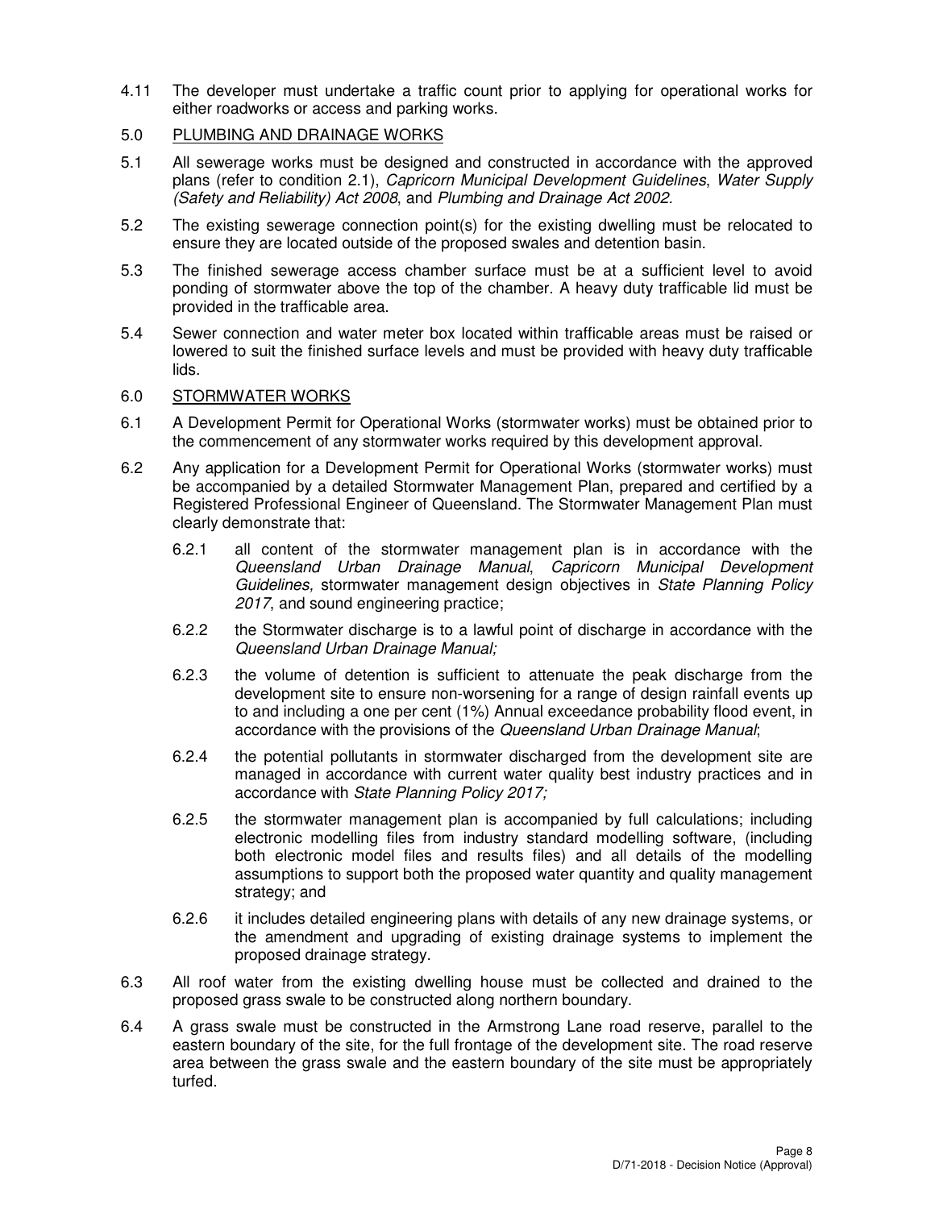4.11 The developer must undertake a traffic count prior to applying for operational works for either roadworks or access and parking works.

5.0 <u>PLUMBING AND DRAINAGE WORKS</u>

5.1 All sewerage works must be designed and constructed in accordance with the approved plans (refer to condition 2.1), *Capricorn Municipal Development Guidelines*, *Water Supply (Safety and Reliability) Act 2008*, and *Plumbing and Drainage Act 2002.*

5.2 The existing sewerage connection point(s) for the existing dwelling must be relocated to ensure they are located outside of the proposed swales and detention basin.

5.3 The finished sewerage access chamber surface must be at a sufficient level to avoid ponding of stormwater above the top of the chamber. A heavy duty trafficable lid must be provided in the trafficable area.

5.4 Sewer connection and water meter box located within trafficable areas must be raised or lowered to suit the finished surface levels and must be provided with heavy duty trafficable lids.

6.0 <u>STORMWATER WORKS</u>

6.1 A Development Permit for Operational Works (stormwater works) must be obtained prior to the commencement of any stormwater works required by this development approval.

6.2 Any application for a Development Permit for Operational Works (stormwater works) must be accompanied by a detailed Stormwater Management Plan, prepared and certified by a Registered Professional Engineer of Queensland. The Stormwater Management Plan must clearly demonstrate that:

6.2.1 all content of the stormwater management plan is in accordance with the *Queensland Urban Drainage Manual*, *Capricorn Municipal Development Guidelines,* stormwater management design objectives in *State Planning Policy 2017*, and sound engineering practice;

6.2.2 the Stormwater discharge is to a lawful point of discharge in accordance with the *Queensland Urban Drainage Manual;*

6.2.3 the volume of detention is sufficient to attenuate the peak discharge from the development site to ensure non-worsening for a range of design rainfall events up to and including a one per cent (1%) Annual exceedance probability flood event, in accordance with the provisions of the *Queensland Urban Drainage Manual*;

6.2.4 the potential pollutants in stormwater discharged from the development site are managed in accordance with current water quality best industry practices and in accordance with *State Planning Policy 2017;*

6.2.5 the stormwater management plan is accompanied by full calculations; including electronic modelling files from industry standard modelling software, (including both electronic model files and results files) and all details of the modelling assumptions to support both the proposed water quantity and quality management strategy; and

6.2.6 it includes detailed engineering plans with details of any new drainage systems, or the amendment and upgrading of existing drainage systems to implement the proposed drainage strategy.

6.3 All roof water from the existing dwelling house must be collected and drained to the proposed grass swale to be constructed along northern boundary.

6.4 A grass swale must be constructed in the Armstrong Lane road reserve, parallel to the eastern boundary of the site, for the full frontage of the development site. The road reserve area between the grass swale and the eastern boundary of the site must be appropriately turfed.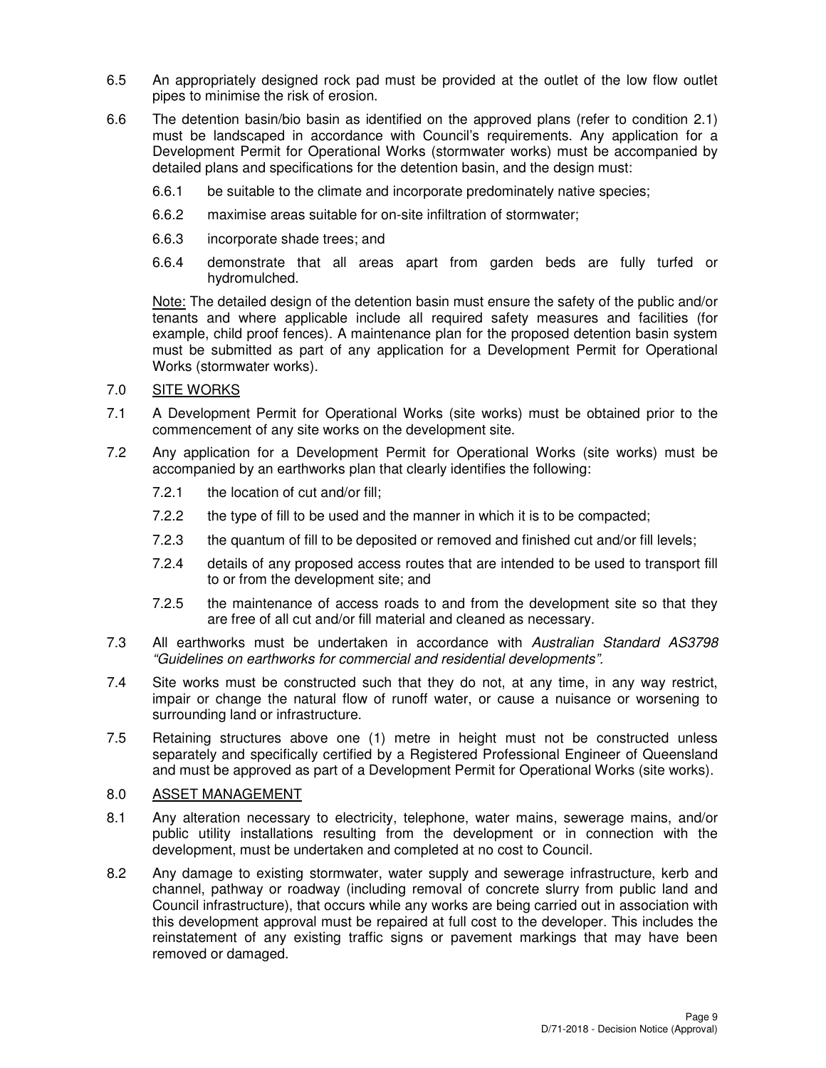6.5 An appropriately designed rock pad must be provided at the outlet of the low flow outlet pipes to minimise the risk of erosion.

6.6 The detention basin/bio basin as identified on the approved plans (refer to condition 2.1) must be landscaped in accordance with Council's requirements. Any application for a Development Permit for Operational Works (stormwater works) must be accompanied by detailed plans and specifications for the detention basin, and the design must:

6.6.1 be suitable to the climate and incorporate predominately native species;

6.6.2 maximise areas suitable for on-site infiltration of stormwater;

6.6.3 incorporate shade trees; and

6.6.4 demonstrate that all areas apart from garden beds are fully turfed or hydromulched.

Note: The detailed design of the detention basin must ensure the safety of the public and/or tenants and where applicable include all required safety measures and facilities (for example, child proof fences). A maintenance plan for the proposed detention basin system must be submitted as part of any application for a Development Permit for Operational Works (stormwater works).

## 7.0 SITE WORKS

7.1 A Development Permit for Operational Works (site works) must be obtained prior to the commencement of any site works on the development site.

7.2 Any application for a Development Permit for Operational Works (site works) must be accompanied by an earthworks plan that clearly identifies the following:

7.2.1 the location of cut and/or fill;

7.2.2 the type of fill to be used and the manner in which it is to be compacted;

7.2.3 the quantum of fill to be deposited or removed and finished cut and/or fill levels;

7.2.4 details of any proposed access routes that are intended to be used to transport fill to or from the development site; and

7.2.5 the maintenance of access roads to and from the development site so that they are free of all cut and/or fill material and cleaned as necessary.

7.3 All earthworks must be undertaken in accordance with *Australian Standard AS3798 "Guidelines on earthworks for commercial and residential developments"*.

7.4 Site works must be constructed such that they do not, at any time, in any way restrict, impair or change the natural flow of runoff water, or cause a nuisance or worsening to surrounding land or infrastructure.

7.5 Retaining structures above one (1) metre in height must not be constructed unless separately and specifically certified by a Registered Professional Engineer of Queensland and must be approved as part of a Development Permit for Operational Works (site works).

## 8.0 ASSET MANAGEMENT

8.1 Any alteration necessary to electricity, telephone, water mains, sewerage mains, and/or public utility installations resulting from the development or in connection with the development, must be undertaken and completed at no cost to Council.

8.2 Any damage to existing stormwater, water supply and sewerage infrastructure, kerb and channel, pathway or roadway (including removal of concrete slurry from public land and Council infrastructure), that occurs while any works are being carried out in association with this development approval must be repaired at full cost to the developer. This includes the reinstatement of any existing traffic signs or pavement markings that may have been removed or damaged.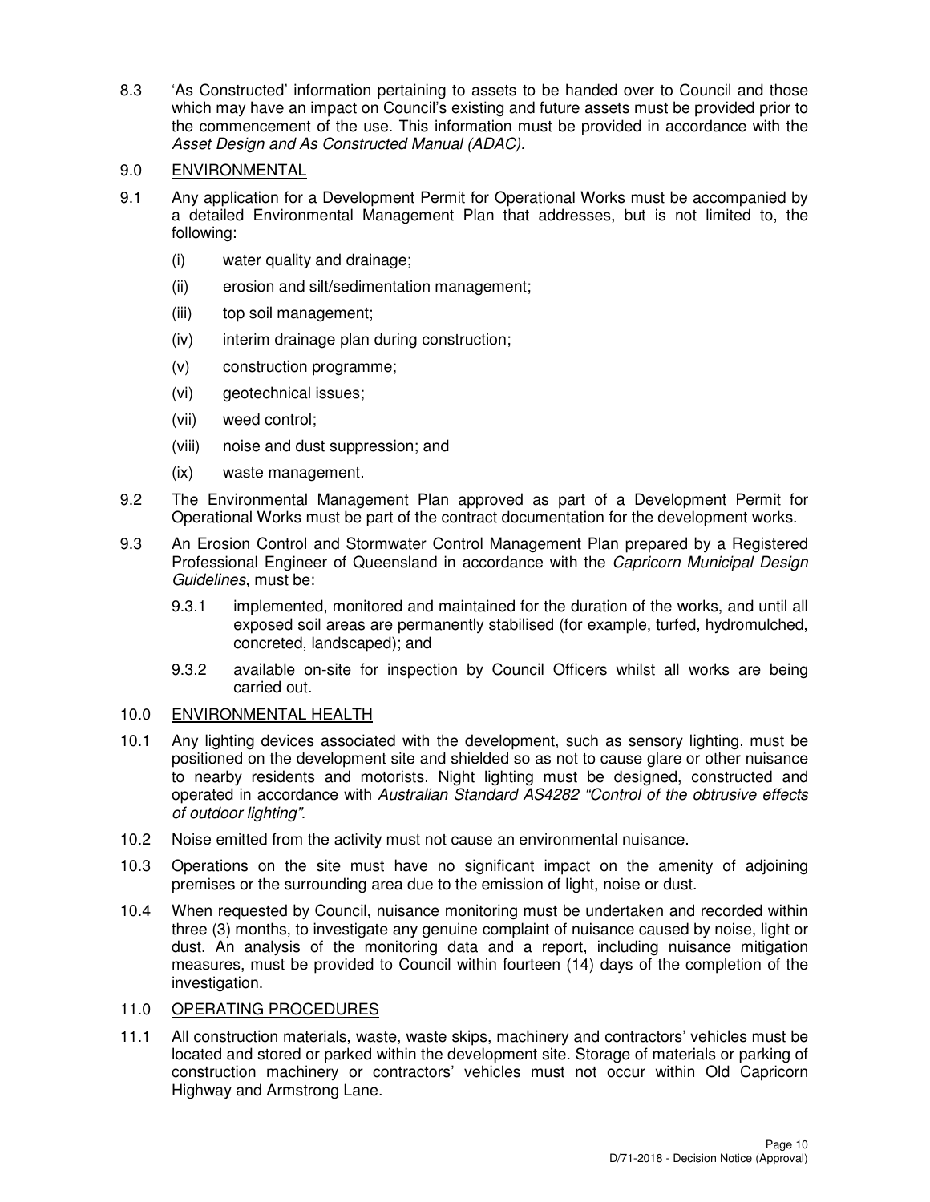8.3 'As Constructed' information pertaining to assets to be handed over to Council and those which may have an impact on Council's existing and future assets must be provided prior to the commencement of the use. This information must be provided in accordance with the *Asset Design and As Constructed Manual (ADAC).*

## 9.0 ENVIRONMENTAL

9.1 Any application for a Development Permit for Operational Works must be accompanied by a detailed Environmental Management Plan that addresses, but is not limited to, the following:

- (i) water quality and drainage;
- (ii) erosion and silt/sedimentation management;
- (iii) top soil management;
- (iv) interim drainage plan during construction;
- (v) construction programme;
- (vi) geotechnical issues;
- (vii) weed control;
- (viii) noise and dust suppression; and
- (ix) waste management.

9.2 The Environmental Management Plan approved as part of a Development Permit for Operational Works must be part of the contract documentation for the development works.

9.3 An Erosion Control and Stormwater Control Management Plan prepared by a Registered Professional Engineer of Queensland in accordance with the *Capricorn Municipal Design Guidelines*, must be:

- 9.3.1 implemented, monitored and maintained for the duration of the works, and until all exposed soil areas are permanently stabilised (for example, turfed, hydromulched, concreted, landscaped); and
- 9.3.2 available on-site for inspection by Council Officers whilst all works are being carried out.

## 10.0 ENVIRONMENTAL HEALTH

10.1 Any lighting devices associated with the development, such as sensory lighting, must be positioned on the development site and shielded so as not to cause glare or other nuisance to nearby residents and motorists. Night lighting must be designed, constructed and operated in accordance with *Australian Standard AS4282 "Control of the obtrusive effects of outdoor lighting"*.

10.2 Noise emitted from the activity must not cause an environmental nuisance.

10.3 Operations on the site must have no significant impact on the amenity of adjoining premises or the surrounding area due to the emission of light, noise or dust.

10.4 When requested by Council, nuisance monitoring must be undertaken and recorded within three (3) months, to investigate any genuine complaint of nuisance caused by noise, light or dust. An analysis of the monitoring data and a report, including nuisance mitigation measures, must be provided to Council within fourteen (14) days of the completion of the investigation.

## 11.0 OPERATING PROCEDURES

11.1 All construction materials, waste, waste skips, machinery and contractors' vehicles must be located and stored or parked within the development site. Storage of materials or parking of construction machinery or contractors' vehicles must not occur within Old Capricorn Highway and Armstrong Lane.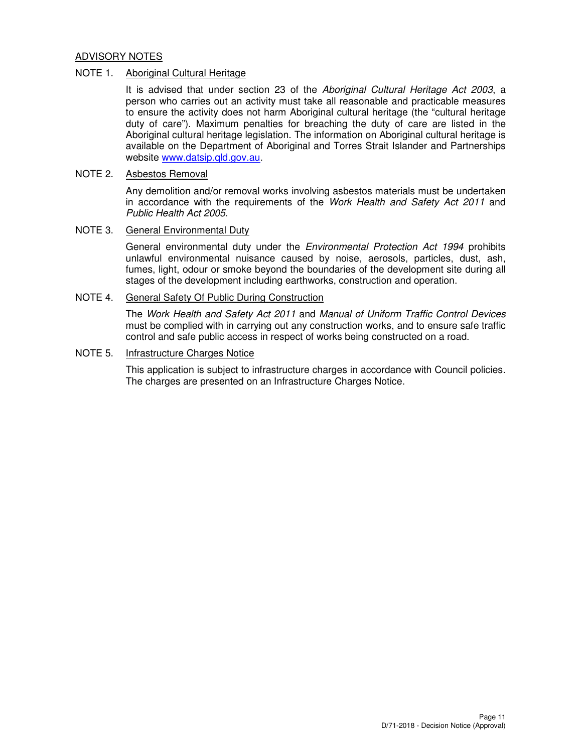## ADVISORY NOTES

NOTE 1. Aboriginal Cultural Heritage

It is advised that under section 23 of the *Aboriginal Cultural Heritage Act 2003*, a person who carries out an activity must take all reasonable and practicable measures to ensure the activity does not harm Aboriginal cultural heritage (the "cultural heritage duty of care"). Maximum penalties for breaching the duty of care are listed in the Aboriginal cultural heritage legislation. The information on Aboriginal cultural heritage is available on the Department of Aboriginal and Torres Strait Islander and Partnerships website www.datsip.qld.gov.au.

NOTE 2. Asbestos Removal

Any demolition and/or removal works involving asbestos materials must be undertaken in accordance with the requirements of the *Work Health and Safety Act 2011* and *Public Health Act 2005*.

NOTE 3. General Environmental Duty

General environmental duty under the *Environmental Protection Act 1994* prohibits unlawful environmental nuisance caused by noise, aerosols, particles, dust, ash, fumes, light, odour or smoke beyond the boundaries of the development site during all stages of the development including earthworks, construction and operation.

NOTE 4. General Safety Of Public During Construction

The *Work Health and Safety Act 2011* and *Manual of Uniform Traffic Control Devices* must be complied with in carrying out any construction works, and to ensure safe traffic control and safe public access in respect of works being constructed on a road.

NOTE 5. Infrastructure Charges Notice

This application is subject to infrastructure charges in accordance with Council policies. The charges are presented on an Infrastructure Charges Notice.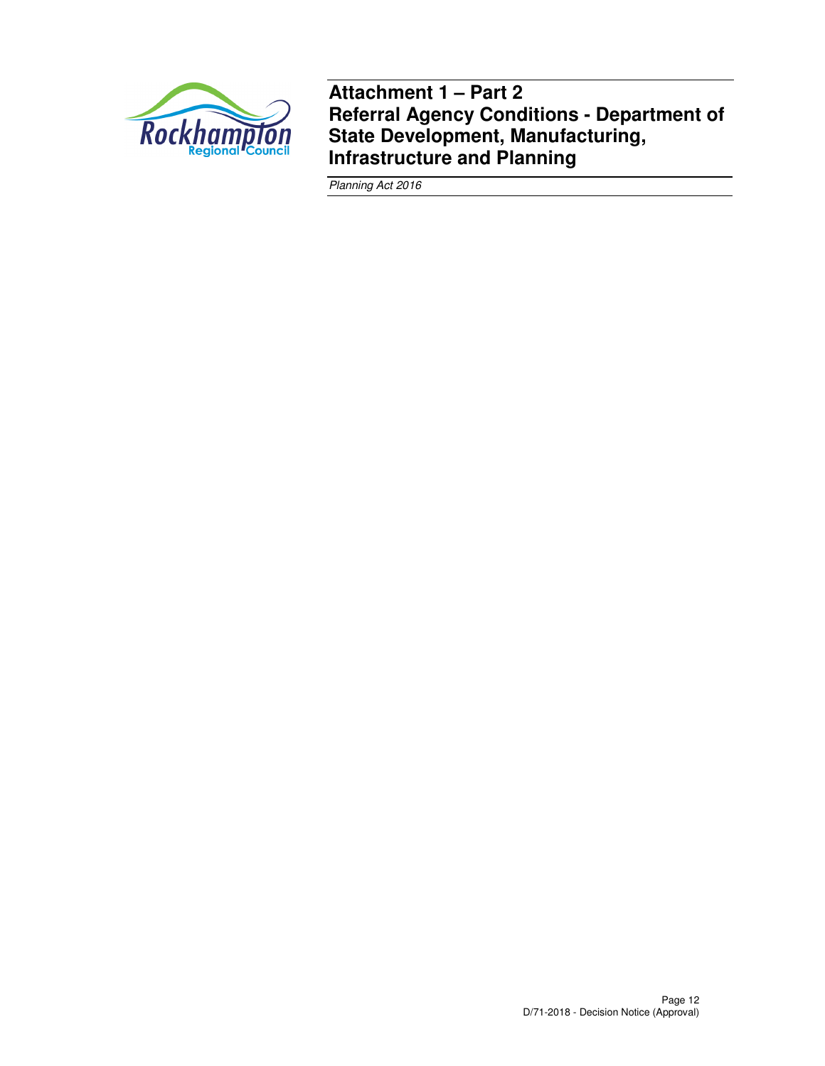# Attachment 1 – Part 2
# Referral Agency Conditions - Department of State Development, Manufacturing, Infrastructure and Planning

*Planning Act 2016*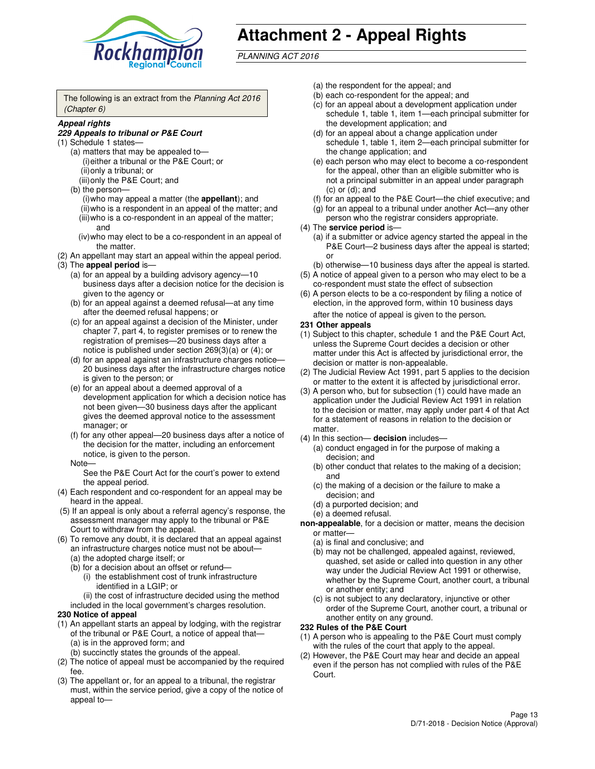# Attachment 2 - Appeal Rights

*PLANNING ACT 2016*

The following is an extract from the *Planning Act 2016 (Chapter 6)*

***Appeal rights***

***229 Appeals to tribunal or P&E Court***

(1) Schedule 1 states—

- (a) matters that may be appealed to—
  - (i) either a tribunal or the P&E Court; or
  - (ii) only a tribunal; or
  - (iii) only the P&E Court; and
- (b) the person—
  - (i) who may appeal a matter (the **appellant**); and
  - (ii) who is a respondent in an appeal of the matter; and
  - (iii) who is a co-respondent in an appeal of the matter; and
  - (iv) who may elect to be a co-respondent in an appeal of the matter.

(2) An appellant may start an appeal within the appeal period.

(3) The **appeal period** is—

- (a) for an appeal by a building advisory agency—10 business days after a decision notice for the decision is given to the agency or
- (b) for an appeal against a deemed refusal—at any time after the deemed refusal happens; or
- (c) for an appeal against a decision of the Minister, under chapter 7, part 4, to register premises or to renew the registration of premises—20 business days after a notice is published under section 269(3)(a) or (4); or
- (d) for an appeal against an infrastructure charges notice—20 business days after the infrastructure charges notice is given to the person; or
- (e) for an appeal about a deemed approval of a development application for which a decision notice has not been given—30 business days after the applicant gives the deemed approval notice to the assessment manager; or
- (f) for any other appeal—20 business days after a notice of the decision for the matter, including an enforcement notice, is given to the person.

Note—

See the P&E Court Act for the court's power to extend the appeal period.

(4) Each respondent and co-respondent for an appeal may be heard in the appeal.

(5) If an appeal is only about a referral agency's response, the assessment manager may apply to the tribunal or P&E Court to withdraw from the appeal.

(6) To remove any doubt, it is declared that an appeal against an infrastructure charges notice must not be about—

- (a) the adopted charge itself; or
- (b) for a decision about an offset or refund—
  - (i) the establishment cost of trunk infrastructure identified in a LGIP; or
  - (ii) the cost of infrastructure decided using the method included in the local government's charges resolution.

**230 Notice of appeal**

(1) An appellant starts an appeal by lodging, with the registrar of the tribunal or P&E Court, a notice of appeal that—

- (a) is in the approved form; and
- (b) succinctly states the grounds of the appeal.

(2) The notice of appeal must be accompanied by the required fee.

(3) The appellant or, for an appeal to a tribunal, the registrar must, within the service period, give a copy of the notice of appeal to—

- (a) the respondent for the appeal; and
- (b) each co-respondent for the appeal; and
- (c) for an appeal about a development application under schedule 1, table 1, item 1—each principal submitter for the development application; and
- (d) for an appeal about a change application under schedule 1, table 1, item 2—each principal submitter for the change application; and
- (e) each person who may elect to become a co-respondent for the appeal, other than an eligible submitter who is not a principal submitter in an appeal under paragraph (c) or (d); and
- (f) for an appeal to the P&E Court—the chief executive; and
- (g) for an appeal to a tribunal under another Act—any other person who the registrar considers appropriate.

(4) The **service period** is—

- (a) if a submitter or advice agency started the appeal in the P&E Court—2 business days after the appeal is started; or
- (b) otherwise—10 business days after the appeal is started.

(5) A notice of appeal given to a person who may elect to be a co-respondent must state the effect of subsection

(6) A person elects to be a co-respondent by filing a notice of election, in the approved form, within 10 business days after the notice of appeal is given to the person.

**231 Other appeals**

(1) Subject to this chapter, schedule 1 and the P&E Court Act, unless the Supreme Court decides a decision or other matter under this Act is affected by jurisdictional error, the decision or matter is non-appealable.

(2) The Judicial Review Act 1991, part 5 applies to the decision or matter to the extent it is affected by jurisdictional error.

(3) A person who, but for subsection (1) could have made an application under the Judicial Review Act 1991 in relation to the decision or matter, may apply under part 4 of that Act for a statement of reasons in relation to the decision or matter.

(4) In this section— **decision** includes—

- (a) conduct engaged in for the purpose of making a decision; and
- (b) other conduct that relates to the making of a decision; and
- (c) the making of a decision or the failure to make a decision; and
- (d) a purported decision; and
- (e) a deemed refusal.

**non-appealable**, for a decision or matter, means the decision or matter—

- (a) is final and conclusive; and
- (b) may not be challenged, appealed against, reviewed, quashed, set aside or called into question in any other way under the Judicial Review Act 1991 or otherwise, whether by the Supreme Court, another court, a tribunal or another entity; and
- (c) is not subject to any declaratory, injunctive or other order of the Supreme Court, another court, a tribunal or another entity on any ground.

**232 Rules of the P&E Court**

(1) A person who is appealing to the P&E Court must comply with the rules of the court that apply to the appeal.

(2) However, the P&E Court may hear and decide an appeal even if the person has not complied with rules of the P&E Court.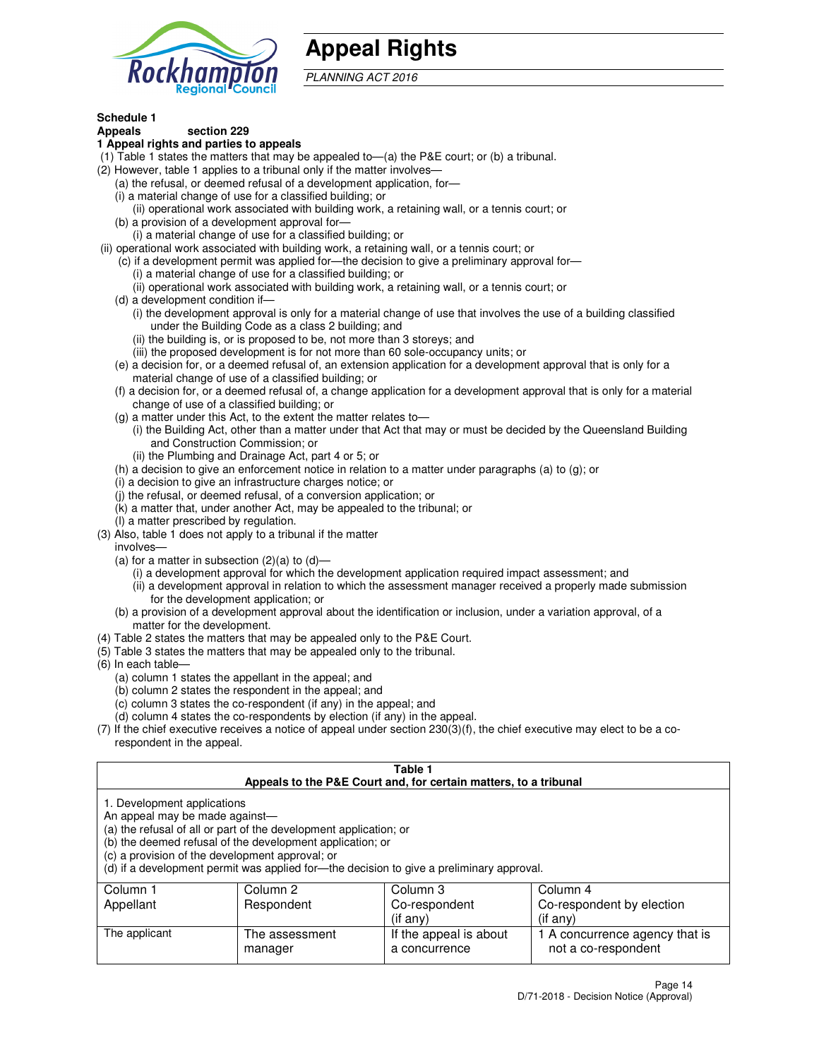# Appeal Rights

*PLANNING ACT 2016*

**Schedule 1**
**Appeals section 229**
**1 Appeal rights and parties to appeals**

(1) Table 1 states the matters that may be appealed to—(a) the P&E court; or (b) a tribunal.
(2) However, table 1 applies to a tribunal only if the matter involves—
- (a) the refusal, or deemed refusal of a development application, for—
  - (i) a material change of use for a classified building; or
  - (ii) operational work associated with building work, a retaining wall, or a tennis court; or
- (b) a provision of a development approval for—
  - (i) a material change of use for a classified building; or
  - (ii) operational work associated with building work, a retaining wall, or a tennis court; or
- (c) if a development permit was applied for—the decision to give a preliminary approval for—
  - (i) a material change of use for a classified building; or
  - (ii) operational work associated with building work, a retaining wall, or a tennis court; or
- (d) a development condition if—
  - (i) the development approval is only for a material change of use that involves the use of a building classified under the Building Code as a class 2 building; and
  - (ii) the building is, or is proposed to be, not more than 3 storeys; and
  - (iii) the proposed development is for not more than 60 sole-occupancy units; or
- (e) a decision for, or a deemed refusal of, an extension application for a development approval that is only for a material change of use of a classified building; or
- (f) a decision for, or a deemed refusal of, a change application for a development approval that is only for a material change of use of a classified building; or
- (g) a matter under this Act, to the extent the matter relates to—
  - (i) the Building Act, other than a matter under that Act that may or must be decided by the Queensland Building and Construction Commission; or
  - (ii) the Plumbing and Drainage Act, part 4 or 5; or
- (h) a decision to give an enforcement notice in relation to a matter under paragraphs (a) to (g); or
- (i) a decision to give an infrastructure charges notice; or
- (j) the refusal, or deemed refusal, of a conversion application; or
- (k) a matter that, under another Act, may be appealed to the tribunal; or
- (l) a matter prescribed by regulation.

(3) Also, table 1 does not apply to a tribunal if the matter involves—
- (a) for a matter in subsection (2)(a) to (d)—
  - (i) a development approval for which the development application required impact assessment; and
  - (ii) a development approval in relation to which the assessment manager received a properly made submission for the development application; or
- (b) a provision of a development approval about the identification or inclusion, under a variation approval, of a matter for the development.

(4) Table 2 states the matters that may be appealed only to the P&E Court.
(5) Table 3 states the matters that may be appealed only to the tribunal.
(6) In each table—
- (a) column 1 states the appellant in the appeal; and
- (b) column 2 states the respondent in the appeal; and
- (c) column 3 states the co-respondent (if any) in the appeal; and
- (d) column 4 states the co-respondents by election (if any) in the appeal.

(7) If the chief executive receives a notice of appeal under section 230(3)(f), the chief executive may elect to be a co-respondent in the appeal.

**Table 1**
**Appeals to the P&E Court and, for certain matters, to a tribunal**

1. Development applications
An appeal may be made against—
(a) the refusal of all or part of the development application; or
(b) the deemed refusal of the development application; or
(c) a provision of the development approval; or
(d) if a development permit was applied for—the decision to give a preliminary approval.

| Column 1 Appellant | Column 2 Respondent | Column 3 Co-respondent (if any) | Column 4 Co-respondent by election (if any) |
|---|---|---|---|
| The applicant | The assessment manager | If the appeal is about a concurrence | 1 A concurrence agency that is not a co-respondent |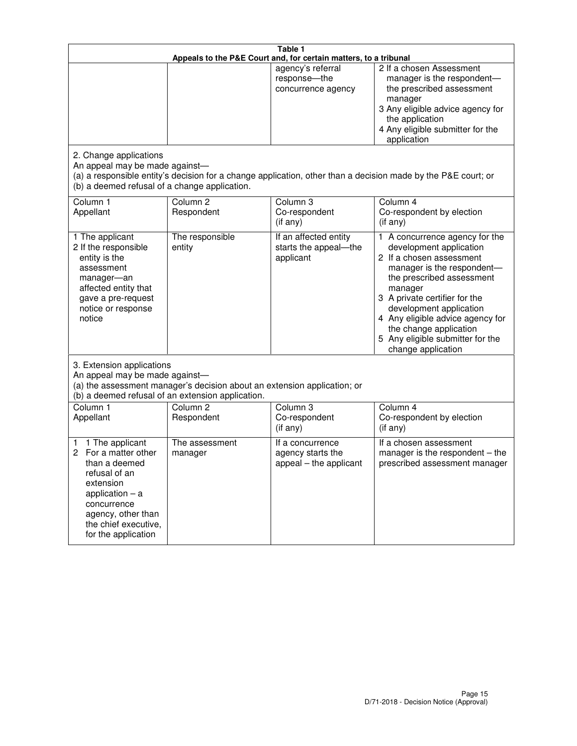**Table 1**
**Appeals to the P&E Court and, for certain matters, to a tribunal**

| | | | |
|---|---|---|---|
| | | agency's referral response—the concurrence agency | 2 If a chosen Assessment manager is the respondent—the prescribed assessment manager<br>3 Any eligible advice agency for the application<br>4 Any eligible submitter for the application |

2. Change applications
An appeal may be made against—
(a) a responsible entity's decision for a change application, other than a decision made by the P&E court; or
(b) a deemed refusal of a change application.

| Column 1<br>Appellant | Column 2<br>Respondent | Column 3<br>Co-respondent<br>(if any) | Column 4<br>Co-respondent by election<br>(if any) |
|---|---|---|---|
| 1 The applicant<br>2 If the responsible entity is the assessment manager—an affected entity that gave a pre-request notice or response notice | The responsible entity | If an affected entity starts the appeal—the applicant | 1 A concurrence agency for the development application<br>2 If a chosen assessment manager is the respondent—the prescribed assessment manager<br>3 A private certifier for the development application<br>4 Any eligible advice agency for the change application<br>5 Any eligible submitter for the change application |

3. Extension applications
An appeal may be made against—
(a) the assessment manager's decision about an extension application; or
(b) a deemed refusal of an extension application.

| Column 1<br>Appellant | Column 2<br>Respondent | Column 3<br>Co-respondent<br>(if any) | Column 4<br>Co-respondent by election<br>(if any) |
|---|---|---|---|
| 1 1 The applicant<br>2 For a matter other than a deemed refusal of an extension application – a concurrence agency, other than the chief executive, for the application | The assessment manager | If a concurrence agency starts the appeal – the applicant | If a chosen assessment manager is the respondent – the prescribed assessment manager |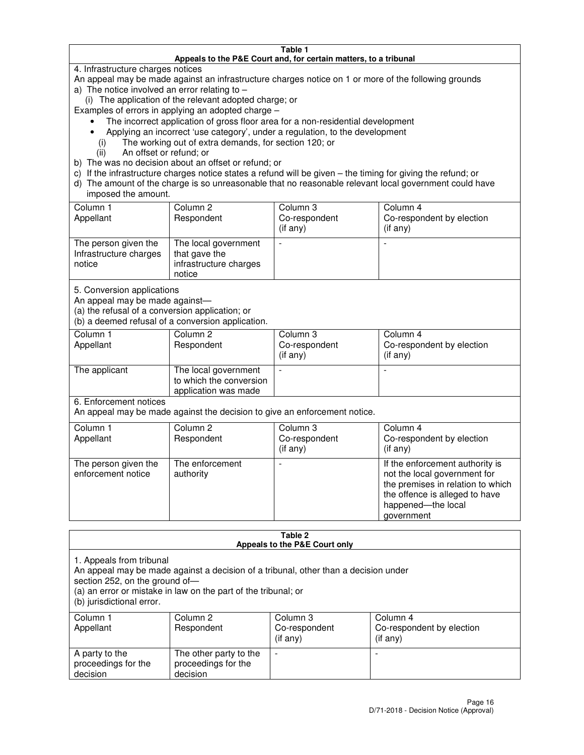**Table 1**
**Appeals to the P&E Court and, for certain matters, to a tribunal**

4. Infrastructure charges notices

An appeal may be made against an infrastructure charges notice on 1 or more of the following grounds

a) The notice involved an error relating to –
   (i) The application of the relevant adopted charge; or

Examples of errors in applying an adopted charge –

- The incorrect application of gross floor area for a non-residential development
- Applying an incorrect 'use category', under a regulation, to the development
   (i) The working out of extra demands, for section 120; or
   (ii) An offset or refund; or

b) The was no decision about an offset or refund; or
c) If the infrastructure charges notice states a refund will be given – the timing for giving the refund; or
d) The amount of the charge is so unreasonable that no reasonable relevant local government could have imposed the amount.

| Column 1 Appellant | Column 2 Respondent | Column 3 Co-respondent (if any) | Column 4 Co-respondent by election (if any) |
|---|---|---|---|
| The person given the Infrastructure charges notice | The local government that gave the infrastructure charges notice | - | - |

5. Conversion applications

An appeal may be made against—
(a) the refusal of a conversion application; or
(b) a deemed refusal of a conversion application.

| Column 1 Appellant | Column 2 Respondent | Column 3 Co-respondent (if any) | Column 4 Co-respondent by election (if any) |
|---|---|---|---|
| The applicant | The local government to which the conversion application was made | - | - |

6. Enforcement notices

An appeal may be made against the decision to give an enforcement notice.

| Column 1 Appellant | Column 2 Respondent | Column 3 Co-respondent (if any) | Column 4 Co-respondent by election (if any) |
|---|---|---|---|
| The person given the enforcement notice | The enforcement authority | - | If the enforcement authority is not the local government for the premises in relation to which the offence is alleged to have happened—the local government |

**Table 2**
**Appeals to the P&E Court only**

1. Appeals from tribunal

An appeal may be made against a decision of a tribunal, other than a decision under section 252, on the ground of—
(a) an error or mistake in law on the part of the tribunal; or
(b) jurisdictional error.

| Column 1 Appellant | Column 2 Respondent | Column 3 Co-respondent (if any) | Column 4 Co-respondent by election (if any) |
|---|---|---|---|
| A party to the proceedings for the decision | The other party to the proceedings for the decision | - | - |

D/71-2018 - Decision Notice (Approval)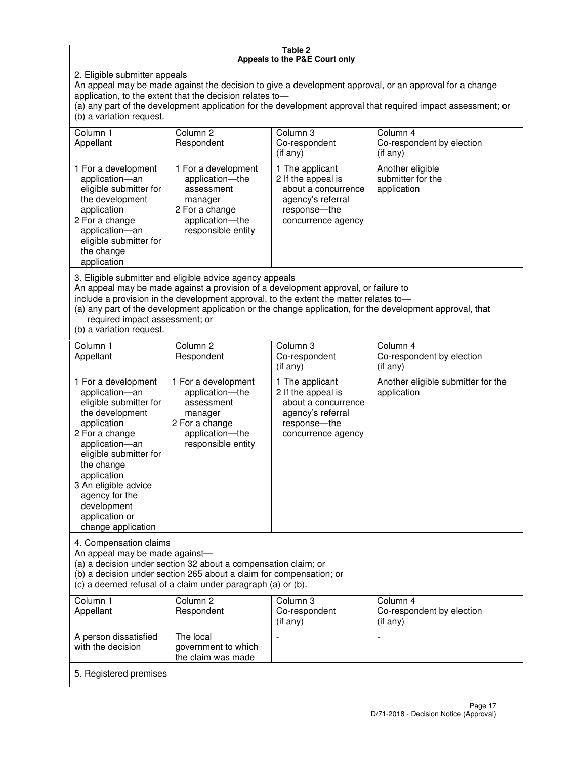**Table 2**
**Appeals to the P&E Court only**

2. Eligible submitter appeals

An appeal may be made against the decision to give a development approval, or an approval for a change application, to the extent that the decision relates to—

(a) any part of the development application for the development approval that required impact assessment; or

(b) a variation request.

| Column 1<br>Appellant | Column 2<br>Respondent | Column 3<br>Co-respondent<br>(if any) | Column 4<br>Co-respondent by election<br>(if any) |
|---|---|---|---|
| 1 For a development application—an eligible submitter for the development application<br>2 For a change application—an eligible submitter for the change application | 1 For a development application—the assessment manager<br>2 For a change application—the responsible entity | 1 The applicant<br>2 If the appeal is about a concurrence agency's referral response—the concurrence agency | Another eligible submitter for the application |

3. Eligible submitter and eligible advice agency appeals

An appeal may be made against a provision of a development approval, or failure to include a provision in the development approval, to the extent the matter relates to—

(a) any part of the development application or the change application, for the development approval, that required impact assessment; or

(b) a variation request.

| Column 1<br>Appellant | Column 2<br>Respondent | Column 3<br>Co-respondent<br>(if any) | Column 4<br>Co-respondent by election<br>(if any) |
|---|---|---|---|
| 1 For a development application—an eligible submitter for the development application<br>2 For a change application—an eligible submitter for the change application<br>3 An eligible advice agency for the development application or change application | 1 For a development application—the assessment manager<br>2 For a change application—the responsible entity | 1 The applicant<br>2 If the appeal is about a concurrence agency's referral response—the concurrence agency | Another eligible submitter for the application |

4. Compensation claims

An appeal may be made against—

(a) a decision under section 32 about a compensation claim; or

(b) a decision under section 265 about a claim for compensation; or

(c) a deemed refusal of a claim under paragraph (a) or (b).

| Column 1<br>Appellant | Column 2<br>Respondent | Column 3<br>Co-respondent<br>(if any) | Column 4<br>Co-respondent by election<br>(if any) |
|---|---|---|---|
| A person dissatisfied with the decision | The local government to which the claim was made | - | - |

5. Registered premises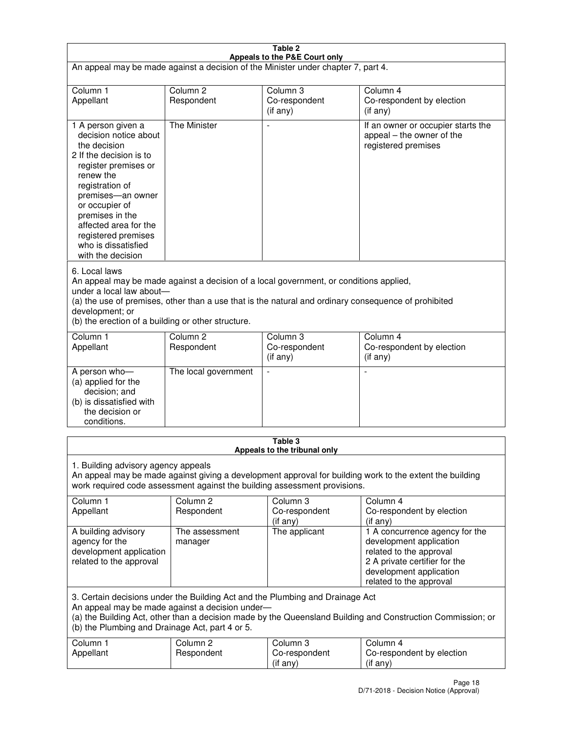**Table 2**
**Appeals to the P&E Court only**

An appeal may be made against a decision of the Minister under chapter 7, part 4.

| Column 1<br>Appellant | Column 2<br>Respondent | Column 3<br>Co-respondent<br>(if any) | Column 4<br>Co-respondent by election<br>(if any) |
|---|---|---|---|
| 1 A person given a decision notice about the decision<br>2 If the decision is to register premises or renew the registration of premises—an owner or occupier of premises in the affected area for the registered premises who is dissatisfied with the decision | The Minister | - | If an owner or occupier starts the appeal – the owner of the registered premises |

6. Local laws
An appeal may be made against a decision of a local government, or conditions applied, under a local law about—
(a) the use of premises, other than a use that is the natural and ordinary consequence of prohibited development; or
(b) the erection of a building or other structure.

| Column 1<br>Appellant | Column 2<br>Respondent | Column 3<br>Co-respondent<br>(if any) | Column 4<br>Co-respondent by election<br>(if any) |
|---|---|---|---|
| A person who—<br>(a) applied for the decision; and<br>(b) is dissatisfied with the decision or conditions. | The local government | - | - |

**Table 3**
**Appeals to the tribunal only**

1. Building advisory agency appeals
An appeal may be made against giving a development approval for building work to the extent the building work required code assessment against the building assessment provisions.

| Column 1<br>Appellant | Column 2<br>Respondent | Column 3<br>Co-respondent<br>(if any) | Column 4<br>Co-respondent by election<br>(if any) |
|---|---|---|---|
| A building advisory agency for the development application related to the approval | The assessment manager | The applicant | 1 A concurrence agency for the development application related to the approval<br>2 A private certifier for the development application related to the approval |

3. Certain decisions under the Building Act and the Plumbing and Drainage Act
An appeal may be made against a decision under—
(a) the Building Act, other than a decision made by the Queensland Building and Construction Commission; or
(b) the Plumbing and Drainage Act, part 4 or 5.

| Column 1<br>Appellant | Column 2<br>Respondent | Column 3<br>Co-respondent<br>(if any) | Column 4<br>Co-respondent by election<br>(if any) |
|---|---|---|---|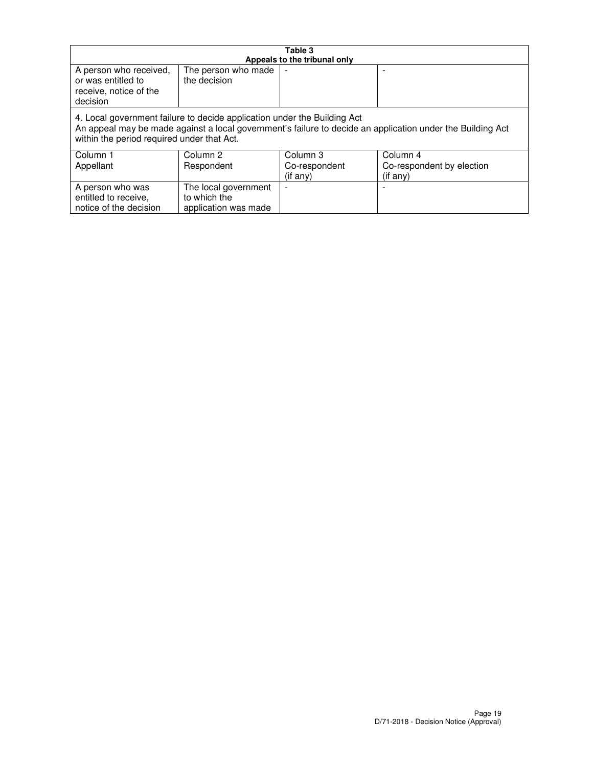**Table 3**
**Appeals to the tribunal only**

| | | | |
|---|---|---|---|
| A person who received, or was entitled to receive, notice of the decision | The person who made the decision | - | - |

4. Local government failure to decide application under the Building Act
An appeal may be made against a local government's failure to decide an application under the Building Act within the period required under that Act.

| Column 1<br>Appellant | Column 2<br>Respondent | Column 3<br>Co-respondent<br>(if any) | Column 4<br>Co-respondent by election<br>(if any) |
|---|---|---|---|
| A person who was entitled to receive, notice of the decision | The local government to which the application was made | - | - |

D/71-2018 - Decision Notice (Approval)